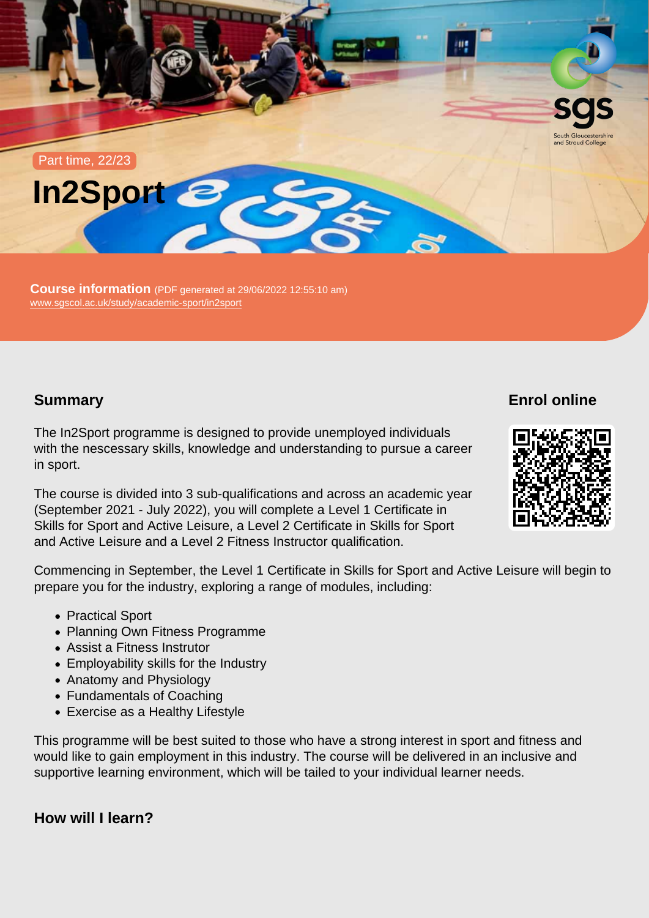Part time, 22/23

# In2Sport

**Course information** (PDF generated at 29/06/2022 12:55:10 am)
www.sgscol.ac.uk/study/academic-sport/in2sport

## Summary

The In2Sport programme is designed to provide unemployed individuals with the nescessary skills, knowledge and understanding to pursue a career in sport.

The course is divided into 3 sub-qualifications and across an academic year (September 2021 - July 2022), you will complete a Level 1 Certificate in Skills for Sport and Active Leisure, a Level 2 Certificate in Skills for Sport and Active Leisure and a Level 2 Fitness Instructor qualification.

Commencing in September, the Level 1 Certificate in Skills for Sport and Active Leisure will begin to prepare you for the industry, exploring a range of modules, including:

- Practical Sport
- Planning Own Fitness Programme
- Assist a Fitness Instrutor
- Employability skills for the Industry
- Anatomy and Physiology
- Fundamentals of Coaching
- Exercise as a Healthy Lifestyle

This programme will be best suited to those who have a strong interest in sport and fitness and would like to gain employment in this industry. The course will be delivered in an inclusive and supportive learning environment, which will be tailed to your individual learner needs.

## Enrol online

## How will I learn?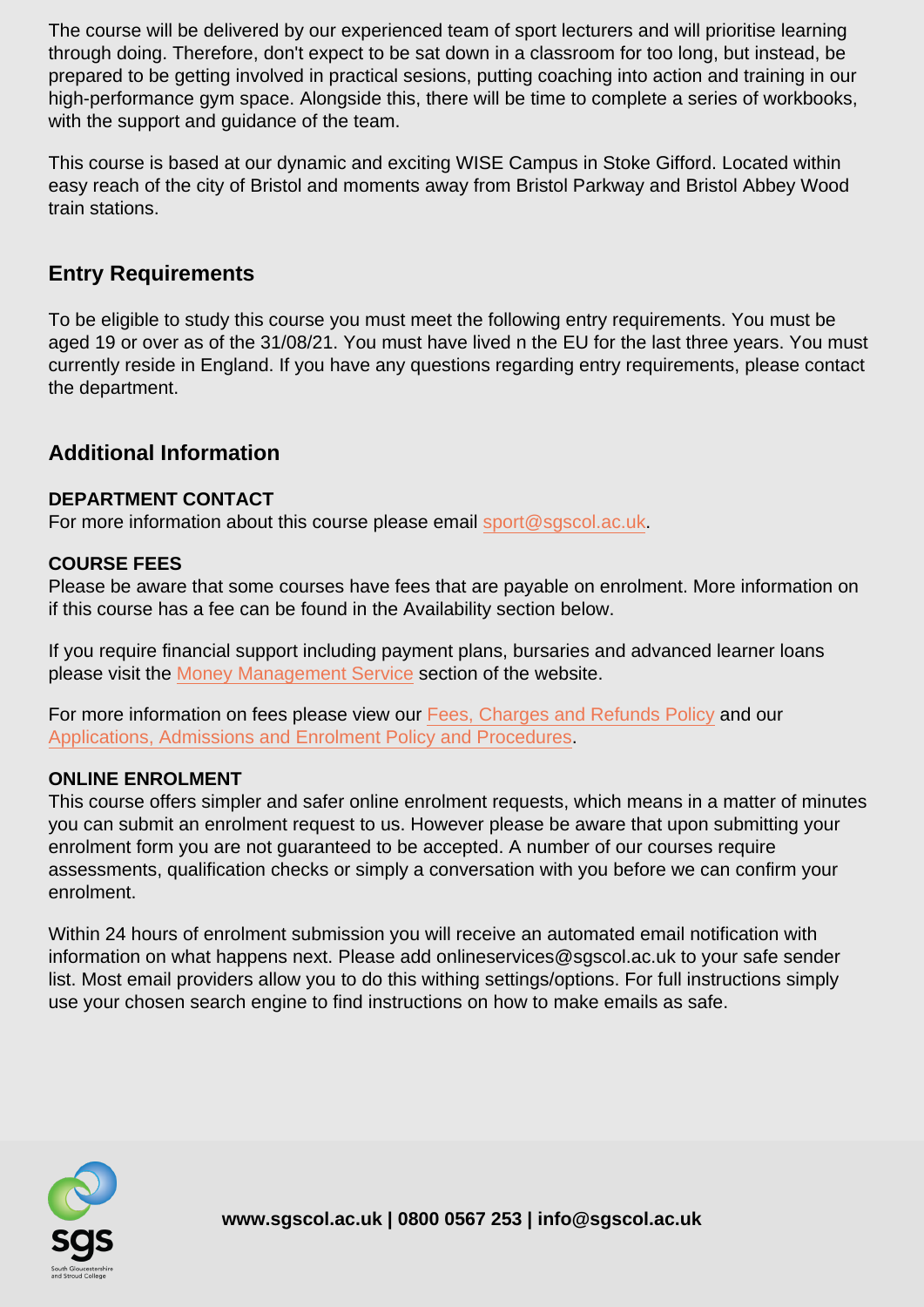The course will be delivered by our experienced team of sport lecturers and will prioritise learning through doing. Therefore, don't expect to be sat down in a classroom for too long, but instead, be prepared to be getting involved in practical sesions, putting coaching into action and training in our high-performance gym space. Alongside this, there will be time to complete a series of workbooks, with the support and guidance of the team.

This course is based at our dynamic and exciting WISE Campus in Stoke Gifford. Located within easy reach of the city of Bristol and moments away from Bristol Parkway and Bristol Abbey Wood train stations.

## Entry Requirements

To be eligible to study this course you must meet the following entry requirements. You must be aged 19 or over as of the 31/08/21. You must have lived n the EU for the last three years. You must currently reside in England. If you have any questions regarding entry requirements, please contact the department.

## Additional Information

**DEPARTMENT CONTACT**

For more information about this course please email sport@sgscol.ac.uk.

**COURSE FEES**

Please be aware that some courses have fees that are payable on enrolment. More information on if this course has a fee can be found in the Availability section below.

If you require financial support including payment plans, bursaries and advanced learner loans please visit the Money Management Service section of the website.

For more information on fees please view our Fees, Charges and Refunds Policy and our Applications, Admissions and Enrolment Policy and Procedures.

**ONLINE ENROLMENT**

This course offers simpler and safer online enrolment requests, which means in a matter of minutes you can submit an enrolment request to us. However please be aware that upon submitting your enrolment form you are not guaranteed to be accepted. A number of our courses require assessments, qualification checks or simply a conversation with you before we can confirm your enrolment.

Within 24 hours of enrolment submission you will receive an automated email notification with information on what happens next. Please add onlineservices@sgscol.ac.uk to your safe sender list. Most email providers allow you to do this withing settings/options. For full instructions simply use your chosen search engine to find instructions on how to make emails as safe.

**www.sgscol.ac.uk | 0800 0567 253 | info@sgscol.ac.uk**